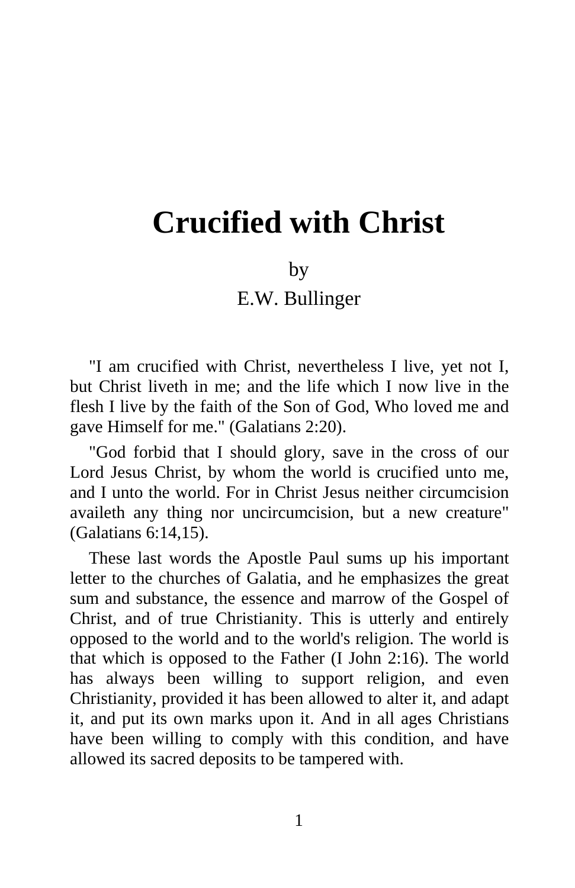# Crucified with Christ

by

E.W. Bullinger

"I am crucified with Christ, nevertheless I live, yet not I, but Christ liveth in me; and the life which I now live in the flesh I live by the faith of the Son of God, Who loved me and gave Himself for me." (Galatians 2:20).

"God forbid that I should glory, save in the cross of our Lord Jesus Christ, by whom the world is crucified unto me, and I unto the world. For in Christ Jesus neither circumcision availeth any thing nor uncircumcision, but a new creature" (Galatians 6:14,15).

These last words the Apostle Paul sums up his important letter to the churches of Galatia, and he emphasizes the great sum and substance, the essence and marrow of the Gospel of Christ, and of true Christianity. This is utterly and entirely opposed to the world and to the world's religion. The world is that which is opposed to the Father (I John 2:16). The world has always been willing to support religion, and even Christianity, provided it has been allowed to alter it, and adapt it, and put its own marks upon it. And in all ages Christians have been willing to comply with this condition, and have allowed its sacred deposits to be tampered with.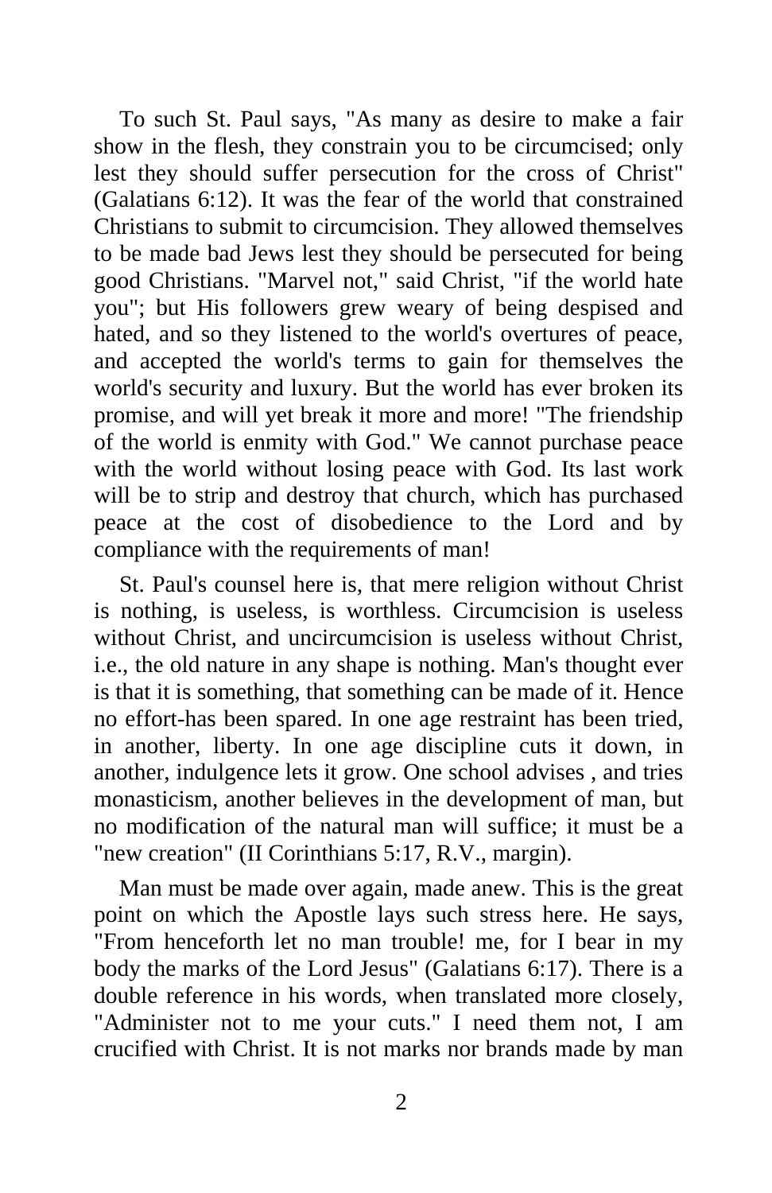To such St. Paul says, "As many as desire to make a fair show in the flesh, they constrain you to be circumcised; only lest they should suffer persecution for the cross of Christ" (Galatians 6:12). It was the fear of the world that constrained Christians to submit to circumcision. They allowed themselves to be made bad Jews lest they should be persecuted for being good Christians. "Marvel not," said Christ, "if the world hate you"; but His followers grew weary of being despised and hated, and so they listened to the world's overtures of peace, and accepted the world's terms to gain for themselves the world's security and luxury. But the world has ever broken its promise, and will yet break it more and more! "The friendship of the world is enmity with God." We cannot purchase peace with the world without losing peace with God. Its last work will be to strip and destroy that church, which has purchased peace at the cost of disobedience to the Lord and by compliance with the requirements of man!

St. Paul's counsel here is, that mere religion without Christ is nothing, is useless, is worthless. Circumcision is useless without Christ, and uncircumcision is useless without Christ, i.e., the old nature in any shape is nothing. Man's thought ever is that it is something, that something can be made of it. Hence no effort-has been spared. In one age restraint has been tried, in another, liberty. In one age discipline cuts it down, in another, indulgence lets it grow. One school advises , and tries monasticism, another believes in the development of man, but no modification of the natural man will suffice; it must be a "new creation" (II Corinthians 5:17, R.V., margin).

Man must be made over again, made anew. This is the great point on which the Apostle lays such stress here. He says, "From henceforth let no man trouble! me, for I bear in my body the marks of the Lord Jesus" (Galatians 6:17). There is a double reference in his words, when translated more closely, "Administer not to me your cuts." I need them not, I am crucified with Christ. It is not marks nor brands made by man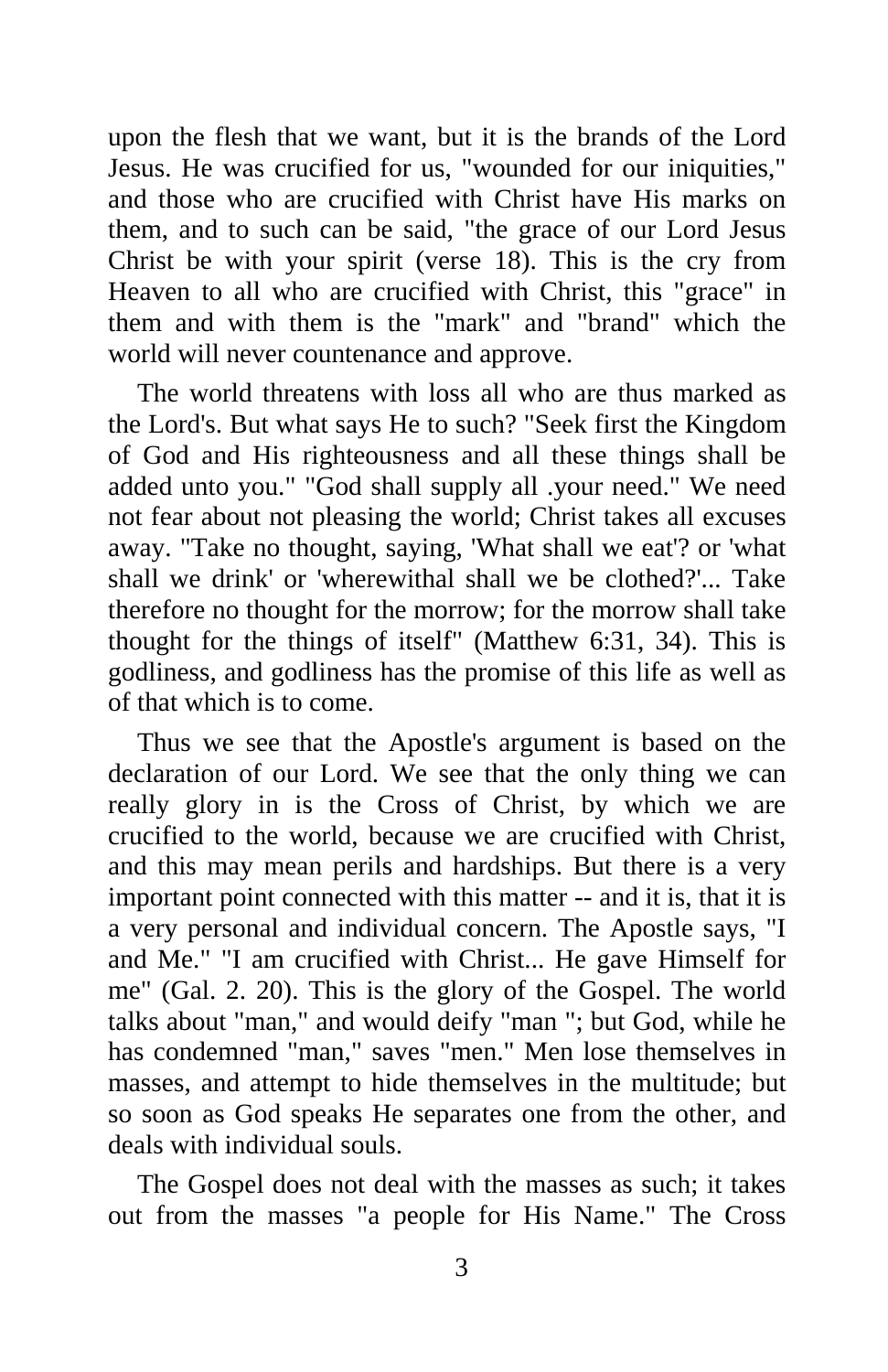upon the flesh that we want, but it is the brands of the Lord Jesus. He was crucified for us, "wounded for our iniquities," and those who are crucified with Christ have His marks on them, and to such can be said, "the grace of our Lord Jesus Christ be with your spirit (verse 18). This is the cry from Heaven to all who are crucified with Christ, this "grace" in them and with them is the "mark" and "brand" which the world will never countenance and approve.

The world threatens with loss all who are thus marked as the Lord's. But what says He to such? "Seek first the Kingdom of God and His righteousness and all these things shall be added unto you." "God shall supply all .your need." We need not fear about not pleasing the world; Christ takes all excuses away. "Take no thought, saying, 'What shall we eat'? or 'what shall we drink' or 'wherewithal shall we be clothed?'... Take therefore no thought for the morrow; for the morrow shall take thought for the things of itself" (Matthew 6:31, 34). This is godliness, and godliness has the promise of this life as well as of that which is to come.

Thus we see that the Apostle's argument is based on the declaration of our Lord. We see that the only thing we can really glory in is the Cross of Christ, by which we are crucified to the world, because we are crucified with Christ, and this may mean perils and hardships. But there is a very important point connected with this matter -- and it is, that it is a very personal and individual concern. The Apostle says, "I and Me." "I am crucified with Christ... He gave Himself for me" (Gal. 2. 20). This is the glory of the Gospel. The world talks about "man," and would deify "man "; but God, while he has condemned "man," saves "men." Men lose themselves in masses, and attempt to hide themselves in the multitude; but so soon as God speaks He separates one from the other, and deals with individual souls.

The Gospel does not deal with the masses as such; it takes out from the masses "a people for His Name." The Cross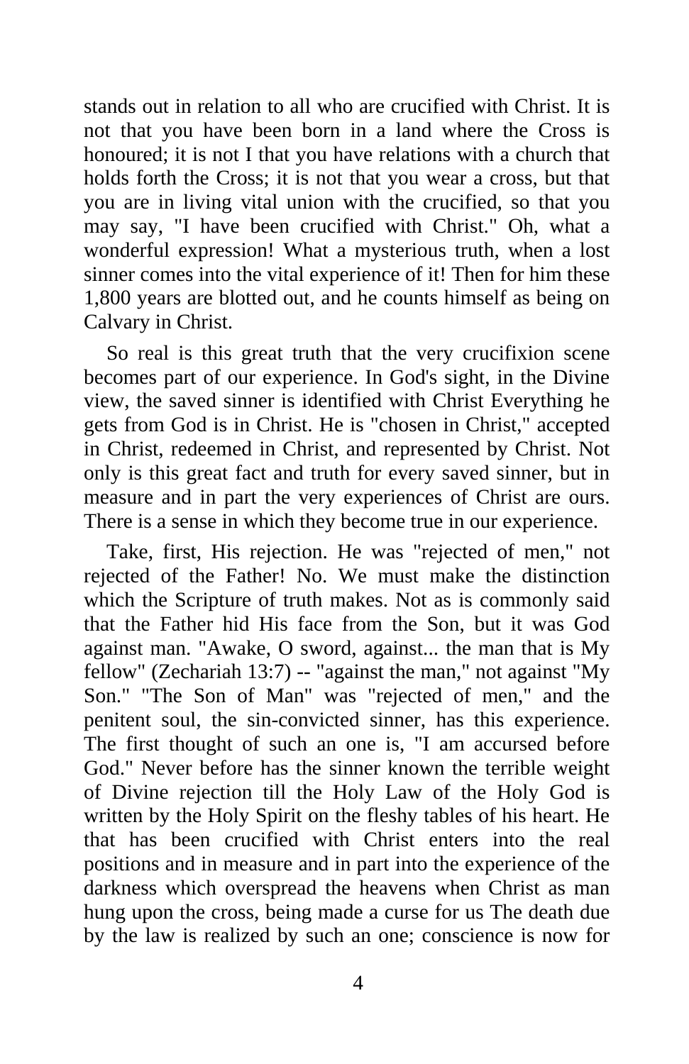stands out in relation to all who are crucified with Christ. It is not that you have been born in a land where the Cross is honoured; it is not I that you have relations with a church that holds forth the Cross; it is not that you wear a cross, but that you are in living vital union with the crucified, so that you may say, "I have been crucified with Christ." Oh, what a wonderful expression! What a mysterious truth, when a lost sinner comes into the vital experience of it! Then for him these 1,800 years are blotted out, and he counts himself as being on Calvary in Christ.

So real is this great truth that the very crucifixion scene becomes part of our experience. In God's sight, in the Divine view, the saved sinner is identified with Christ Everything he gets from God is in Christ. He is "chosen in Christ," accepted in Christ, redeemed in Christ, and represented by Christ. Not only is this great fact and truth for every saved sinner, but in measure and in part the very experiences of Christ are ours. There is a sense in which they become true in our experience.

Take, first, His rejection. He was "rejected of men," not rejected of the Father! No. We must make the distinction which the Scripture of truth makes. Not as is commonly said that the Father hid His face from the Son, but it was God against man. "Awake, O sword, against... the man that is My fellow" (Zechariah 13:7) -- "against the man," not against "My Son." "The Son of Man" was "rejected of men," and the penitent soul, the sin-convicted sinner, has this experience. The first thought of such an one is, "I am accursed before God." Never before has the sinner known the terrible weight of Divine rejection till the Holy Law of the Holy God is written by the Holy Spirit on the fleshy tables of his heart. He that has been crucified with Christ enters into the real positions and in measure and in part into the experience of the darkness which overspread the heavens when Christ as man hung upon the cross, being made a curse for us The death due by the law is realized by such an one; conscience is now for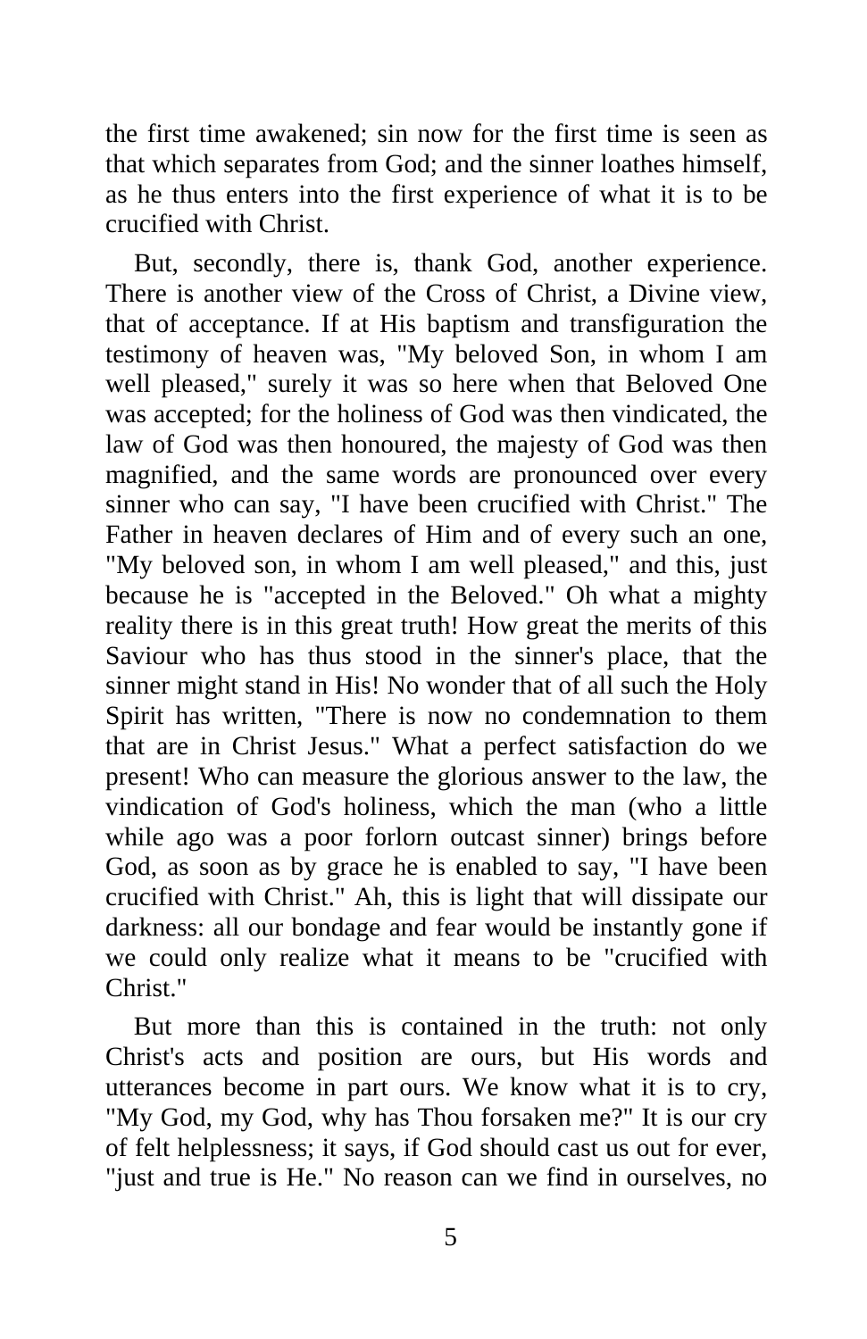the first time awakened; sin now for the first time is seen as that which separates from God; and the sinner loathes himself, as he thus enters into the first experience of what it is to be crucified with Christ.

But, secondly, there is, thank God, another experience. There is another view of the Cross of Christ, a Divine view, that of acceptance. If at His baptism and transfiguration the testimony of heaven was, "My beloved Son, in whom I am well pleased," surely it was so here when that Beloved One was accepted; for the holiness of God was then vindicated, the law of God was then honoured, the majesty of God was then magnified, and the same words are pronounced over every sinner who can say, "I have been crucified with Christ." The Father in heaven declares of Him and of every such an one, "My beloved son, in whom I am well pleased," and this, just because he is "accepted in the Beloved." Oh what a mighty reality there is in this great truth! How great the merits of this Saviour who has thus stood in the sinner's place, that the sinner might stand in His! No wonder that of all such the Holy Spirit has written, "There is now no condemnation to them that are in Christ Jesus." What a perfect satisfaction do we present! Who can measure the glorious answer to the law, the vindication of God's holiness, which the man (who a little while ago was a poor forlorn outcast sinner) brings before God, as soon as by grace he is enabled to say, "I have been crucified with Christ." Ah, this is light that will dissipate our darkness: all our bondage and fear would be instantly gone if we could only realize what it means to be "crucified with Christ."

But more than this is contained in the truth: not only Christ's acts and position are ours, but His words and utterances become in part ours. We know what it is to cry, "My God, my God, why has Thou forsaken me?" It is our cry of felt helplessness; it says, if God should cast us out for ever, "just and true is He." No reason can we find in ourselves, no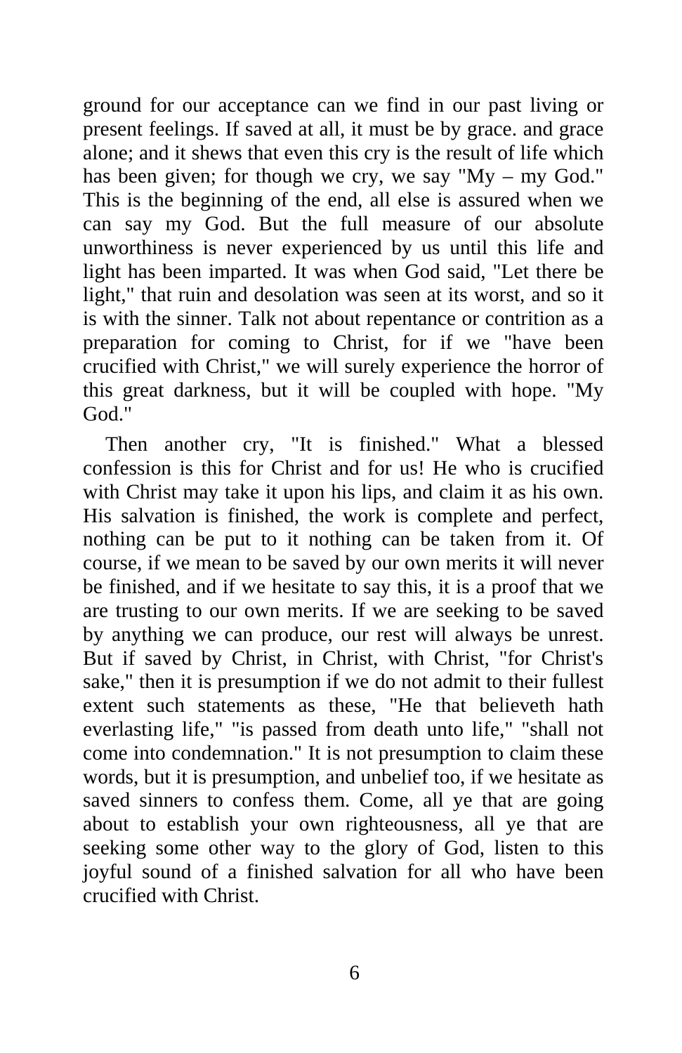ground for our acceptance can we find in our past living or present feelings. If saved at all, it must be by grace. and grace alone; and it shews that even this cry is the result of life which has been given; for though we cry, we say "My – my God." This is the beginning of the end, all else is assured when we can say my God. But the full measure of our absolute unworthiness is never experienced by us until this life and light has been imparted. It was when God said, "Let there be light," that ruin and desolation was seen at its worst, and so it is with the sinner. Talk not about repentance or contrition as a preparation for coming to Christ, for if we "have been crucified with Christ," we will surely experience the horror of this great darkness, but it will be coupled with hope. "My God."

Then another cry, "It is finished." What a blessed confession is this for Christ and for us! He who is crucified with Christ may take it upon his lips, and claim it as his own. His salvation is finished, the work is complete and perfect, nothing can be put to it nothing can be taken from it. Of course, if we mean to be saved by our own merits it will never be finished, and if we hesitate to say this, it is a proof that we are trusting to our own merits. If we are seeking to be saved by anything we can produce, our rest will always be unrest. But if saved by Christ, in Christ, with Christ, "for Christ's sake," then it is presumption if we do not admit to their fullest extent such statements as these, "He that believeth hath everlasting life," "is passed from death unto life," "shall not come into condemnation." It is not presumption to claim these words, but it is presumption, and unbelief too, if we hesitate as saved sinners to confess them. Come, all ye that are going about to establish your own righteousness, all ye that are seeking some other way to the glory of God, listen to this joyful sound of a finished salvation for all who have been crucified with Christ.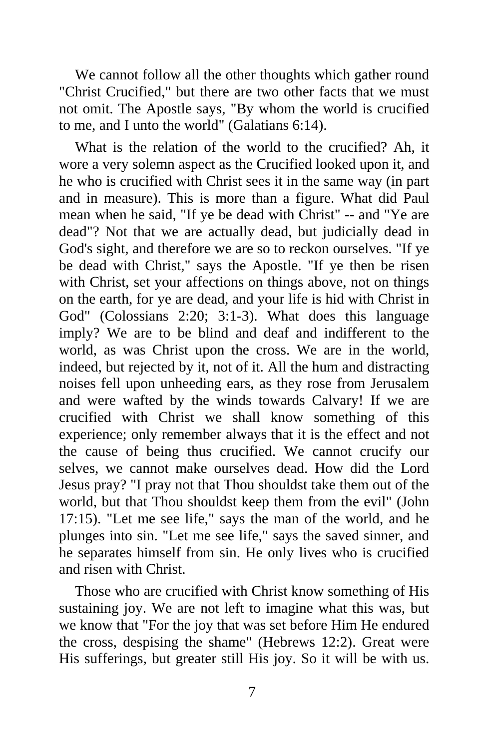We cannot follow all the other thoughts which gather round "Christ Crucified," but there are two other facts that we must not omit. The Apostle says, "By whom the world is crucified to me, and I unto the world" (Galatians 6:14).

What is the relation of the world to the crucified? Ah, it wore a very solemn aspect as the Crucified looked upon it, and he who is crucified with Christ sees it in the same way (in part and in measure). This is more than a figure. What did Paul mean when he said, "If ye be dead with Christ" -- and "Ye are dead"? Not that we are actually dead, but judicially dead in God's sight, and therefore we are so to reckon ourselves. "If ye be dead with Christ," says the Apostle. "If ye then be risen with Christ, set your affections on things above, not on things on the earth, for ye are dead, and your life is hid with Christ in God" (Colossians 2:20; 3:1-3). What does this language imply? We are to be blind and deaf and indifferent to the world, as was Christ upon the cross. We are in the world, indeed, but rejected by it, not of it. All the hum and distracting noises fell upon unheeding ears, as they rose from Jerusalem and were wafted by the winds towards Calvary! If we are crucified with Christ we shall know something of this experience; only remember always that it is the effect and not the cause of being thus crucified. We cannot crucify our selves, we cannot make ourselves dead. How did the Lord Jesus pray? "I pray not that Thou shouldst take them out of the world, but that Thou shouldst keep them from the evil" (John 17:15). "Let me see life," says the man of the world, and he plunges into sin. "Let me see life," says the saved sinner, and he separates himself from sin. He only lives who is crucified and risen with Christ.

Those who are crucified with Christ know something of His sustaining joy. We are not left to imagine what this was, but we know that "For the joy that was set before Him He endured the cross, despising the shame" (Hebrews 12:2). Great were His sufferings, but greater still His joy. So it will be with us.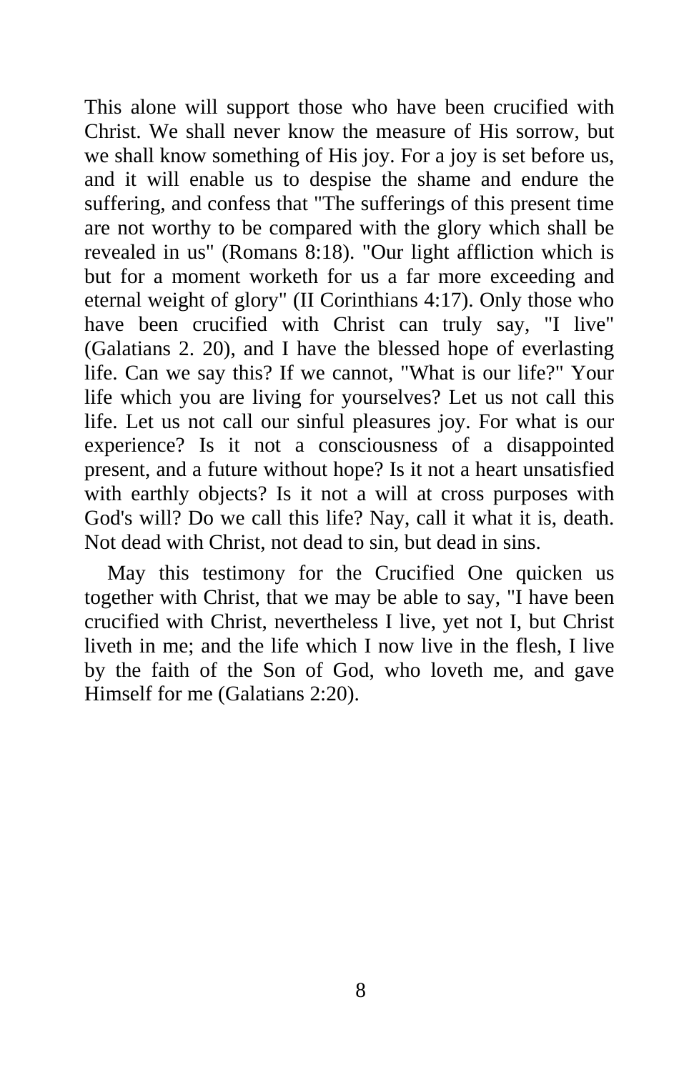This alone will support those who have been crucified with Christ. We shall never know the measure of His sorrow, but we shall know something of His joy. For a joy is set before us, and it will enable us to despise the shame and endure the suffering, and confess that "The sufferings of this present time are not worthy to be compared with the glory which shall be revealed in us" (Romans 8:18). "Our light affliction which is but for a moment worketh for us a far more exceeding and eternal weight of glory" (II Corinthians 4:17). Only those who have been crucified with Christ can truly say, "I live" (Galatians 2. 20), and I have the blessed hope of everlasting life. Can we say this? If we cannot, "What is our life?" Your life which you are living for yourselves? Let us not call this life. Let us not call our sinful pleasures joy. For what is our experience? Is it not a consciousness of a disappointed present, and a future without hope? Is it not a heart unsatisfied with earthly objects? Is it not a will at cross purposes with God's will? Do we call this life? Nay, call it what it is, death. Not dead with Christ, not dead to sin, but dead in sins.

May this testimony for the Crucified One quicken us together with Christ, that we may be able to say, "I have been crucified with Christ, nevertheless I live, yet not I, but Christ liveth in me; and the life which I now live in the flesh, I live by the faith of the Son of God, who loveth me, and gave Himself for me (Galatians 2:20).